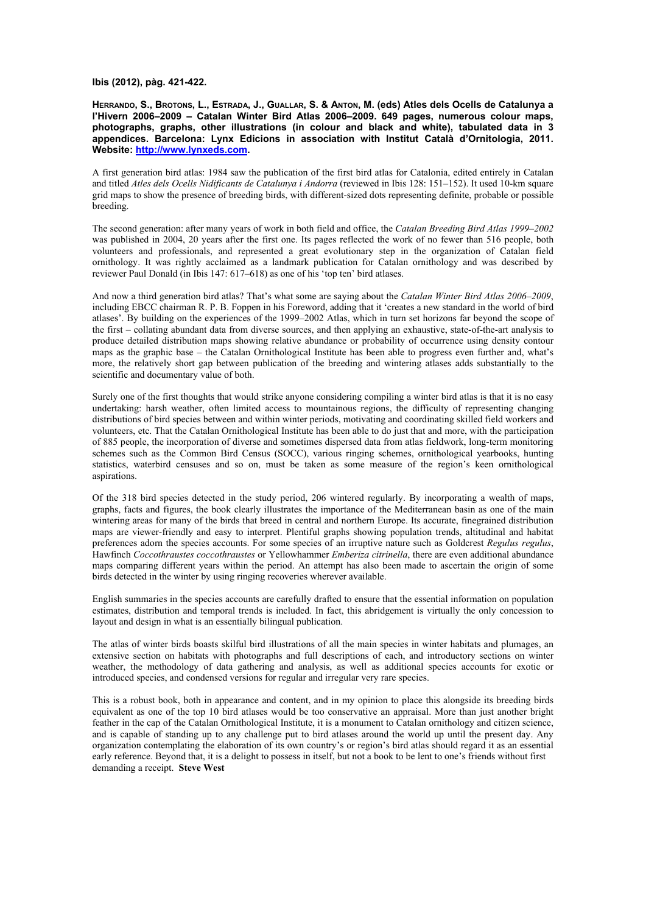**Ibis (2012), pàg. 421-422.**

**HERRANDO, S., BROTONS, L., ESTRADA, J., GUALLAR, S. & ANTON, M. (eds) Atles dels Ocells de Catalunya a l'Hivern 2006–2009 – Catalan Winter Bird Atlas 2006–2009. 649 pages, numerous colour maps, photographs, graphs, other illustrations (in colour and black and white), tabulated data in 3 appendices. Barcelona: Lynx Edicions in association with Institut Català d'Ornitologia, 2011. Website: http://www.lynxeds.com.**

A first generation bird atlas: 1984 saw the publication of the first bird atlas for Catalonia, edited entirely in Catalan and titled *Atles dels Ocells Nidificants de Catalunya i Andorra* (reviewed in Ibis 128: 151–152). It used 10-km square grid maps to show the presence of breeding birds, with different-sized dots representing definite, probable or possible breeding.

The second generation: after many years of work in both field and office, the *Catalan Breeding Bird Atlas 1999–2002* was published in 2004, 20 years after the first one. Its pages reflected the work of no fewer than 516 people, both volunteers and professionals, and represented a great evolutionary step in the organization of Catalan field ornithology. It was rightly acclaimed as a landmark publication for Catalan ornithology and was described by reviewer Paul Donald (in Ibis 147: 617–618) as one of his 'top ten' bird atlases.

And now a third generation bird atlas? That's what some are saying about the *Catalan Winter Bird Atlas 2006–2009*, including EBCC chairman R. P. B. Foppen in his Foreword, adding that it 'creates a new standard in the world of bird atlases'. By building on the experiences of the 1999–2002 Atlas, which in turn set horizons far beyond the scope of the first – collating abundant data from diverse sources, and then applying an exhaustive, state-of-the-art analysis to produce detailed distribution maps showing relative abundance or probability of occurrence using density contour maps as the graphic base – the Catalan Ornithological Institute has been able to progress even further and, what's more, the relatively short gap between publication of the breeding and wintering atlases adds substantially to the scientific and documentary value of both.

Surely one of the first thoughts that would strike anyone considering compiling a winter bird atlas is that it is no easy undertaking: harsh weather, often limited access to mountainous regions, the difficulty of representing changing distributions of bird species between and within winter periods, motivating and coordinating skilled field workers and volunteers, etc. That the Catalan Ornithological Institute has been able to do just that and more, with the participation of 885 people, the incorporation of diverse and sometimes dispersed data from atlas fieldwork, long-term monitoring schemes such as the Common Bird Census (SOCC), various ringing schemes, ornithological yearbooks, hunting statistics, waterbird censuses and so on, must be taken as some measure of the region's keen ornithological aspirations.

Of the 318 bird species detected in the study period, 206 wintered regularly. By incorporating a wealth of maps, graphs, facts and figures, the book clearly illustrates the importance of the Mediterranean basin as one of the main wintering areas for many of the birds that breed in central and northern Europe. Its accurate, finegrained distribution maps are viewer-friendly and easy to interpret. Plentiful graphs showing population trends, altitudinal and habitat preferences adorn the species accounts. For some species of an irruptive nature such as Goldcrest *Regulus regulus*, Hawfinch *Coccothraustes coccothraustes* or Yellowhammer *Emberiza citrinella*, there are even additional abundance maps comparing different years within the period. An attempt has also been made to ascertain the origin of some birds detected in the winter by using ringing recoveries wherever available.

English summaries in the species accounts are carefully drafted to ensure that the essential information on population estimates, distribution and temporal trends is included. In fact, this abridgement is virtually the only concession to layout and design in what is an essentially bilingual publication.

The atlas of winter birds boasts skilful bird illustrations of all the main species in winter habitats and plumages, an extensive section on habitats with photographs and full descriptions of each, and introductory sections on winter weather, the methodology of data gathering and analysis, as well as additional species accounts for exotic or introduced species, and condensed versions for regular and irregular very rare species.

This is a robust book, both in appearance and content, and in my opinion to place this alongside its breeding birds equivalent as one of the top 10 bird atlases would be too conservative an appraisal. More than just another bright feather in the cap of the Catalan Ornithological Institute, it is a monument to Catalan ornithology and citizen science, and is capable of standing up to any challenge put to bird atlases around the world up until the present day. Any organization contemplating the elaboration of its own country's or region's bird atlas should regard it as an essential early reference. Beyond that, it is a delight to possess in itself, but not a book to be lent to one's friends without first demanding a receipt. **Steve West**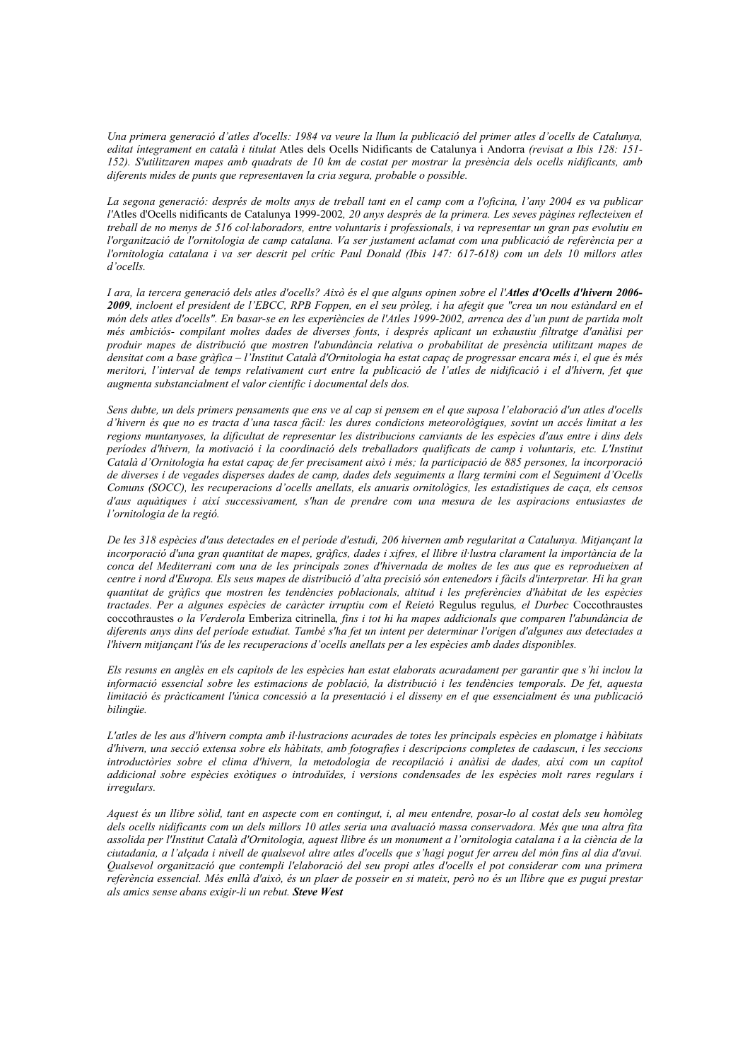*Una primera generació d'atles d'ocells: 1984 va veure la llum la publicació del primer atles d'ocells de Catalunya, editat íntegrament en català i titulat* Atles dels Ocells Nidificants de Catalunya i Andorra *(revisat a Ibis 128: 151-152). S'utilitzaren mapes amb quadrats de 10 km de costat per mostrar la presència dels ocells nidificants, amb diferents mides de punts que representaven la cria segura, probable o possible.*

*La segona generació: després de molts anys de treball tant en el camp com a l'oficina, l'any 2004 es va publicar l'*Atles d'Ocells nidificants de Catalunya 1999-2002*, 20 anys després de la primera. Les seves pàgines reflecteixen el treball de no menys de 516 col·laboradors, entre voluntaris i professionals, i va representar un gran pas evolutiu en l'organització de l'ornitologia de camp catalana. Va ser justament aclamat com una publicació de referència per a l'ornitologia catalana i va ser descrit pel crític Paul Donald (Ibis 147: 617-618) com un dels 10 millors atles d'ocells.*

*I ara, la tercera generació dels atles d'ocells? Això és el que alguns opinen sobre el l'**Atles d'Ocells d'hivern 2006-2009**, incloent el president de l'EBCC, RPB Foppen, en el seu pròleg, i ha afegit que "crea un nou estàndard en el món dels atles d'ocells". En basar-se en les experiències de l'Atles 1999-2002, arrenca des d'un punt de partida molt més ambiciós- compilant moltes dades de diverses fonts, i després aplicant un exhaustiu filtratge d'anàlisi per produir mapes de distribució que mostren l'abundància relativa o probabilitat de presència utilitzant mapes de densitat com a base gràfica – l'Institut Català d'Ornitologia ha estat capaç de progressar encara més i, el que és més meritori, l'interval de temps relativament curt entre la publicació de l'atles de nidificació i el d'hivern, fet que augmenta substancialment el valor científic i documental dels dos.*

*Sens dubte, un dels primers pensaments que ens ve al cap si pensem en el que suposa l'elaboració d'un atles d'ocells d'hivern és que no es tracta d'una tasca fàcil: les dures condicions meteorològiques, sovint un accés limitat a les regions muntanyoses, la dificultat de representar les distribucions canviants de les espècies d'aus entre i dins dels períodes d'hivern, la motivació i la coordinació dels treballadors qualificats de camp i voluntaris, etc. L'Institut Català d'Ornitologia ha estat capaç de fer precisament això i més; la participació de 885 persones, la incorporació de diverses i de vegades disperses dades de camp, dades dels seguiments a llarg termini com el Seguiment d'Ocells Comuns (SOCC), les recuperacions d'ocells anellats, els anuaris ornitològics, les estadístiques de caça, els censos d'aus aquàtiques i així successivament, s'han de prendre com una mesura de les aspiracions entusiastes de l'ornitologia de la regió.*

*De les 318 espècies d'aus detectades en el període d'estudi, 206 hivernen amb regularitat a Catalunya. Mitjançant la incorporació d'una gran quantitat de mapes, gràfics, dades i xifres, el llibre il·lustra clarament la importància de la conca del Mediterrani com una de les principals zones d'hivernada de moltes de les aus que es reprodueixen al centre i nord d'Europa. Els seus mapes de distribució d'alta precisió són entenedors i fàcils d'interpretar. Hi ha gran quantitat de gràfics que mostren les tendències poblacionals, altitud i les preferències d'hàbitat de les espècies tractades. Per a algunes espècies de caràcter irruptiu com el Reietó* Regulus regulus*, el Durbec* Coccothraustes coccothraustes *o la Verderola* Emberiza citrinella*, fins i tot hi ha mapes addicionals que comparen l'abundància de diferents anys dins del període estudiat. També s'ha fet un intent per determinar l'origen d'algunes aus detectades a l'hivern mitjançant l'ús de les recuperacions d'ocells anellats per a les espècies amb dades disponibles.*

*Els resums en anglès en els capítols de les espècies han estat elaborats acuradament per garantir que s'hi inclou la informació essencial sobre les estimacions de població, la distribució i les tendències temporals. De fet, aquesta limitació és pràcticament l'única concessió a la presentació i el disseny en el que essencialment és una publicació bilingüe.*

*L'atles de les aus d'hivern compta amb il·lustracions acurades de totes les principals espècies en plomatge i hàbitats d'hivern, una secció extensa sobre els hàbitats, amb fotografies i descripcions completes de cadascun, i les seccions introductòries sobre el clima d'hivern, la metodologia de recopilació i anàlisi de dades, així com un capítol addicional sobre espècies exòtiques o introduïdes, i versions condensades de les espècies molt rares regulars i irregulars.*

*Aquest és un llibre sòlid, tant en aspecte com en contingut, i, al meu entendre, posar-lo al costat dels seu homòleg dels ocells nidificants com un dels millors 10 atles seria una avaluació massa conservadora. Més que una altra fita assolida per l'Institut Català d'Ornitologia, aquest llibre és un monument a l'ornitologia catalana i a la ciència de la ciutadania, a l'alçada i nivell de qualsevol altre atles d'ocells que s'hagi pogut fer arreu del món fins al dia d'avui. Qualsevol organització que contempli l'elaboració del seu propi atles d'ocells el pot considerar com una primera referència essencial. Més enllà d'això, és un plaer de posseir en si mateix, però no és un llibre que es pugui prestar als amics sense abans exigir-li un rebut.* ***Steve West***